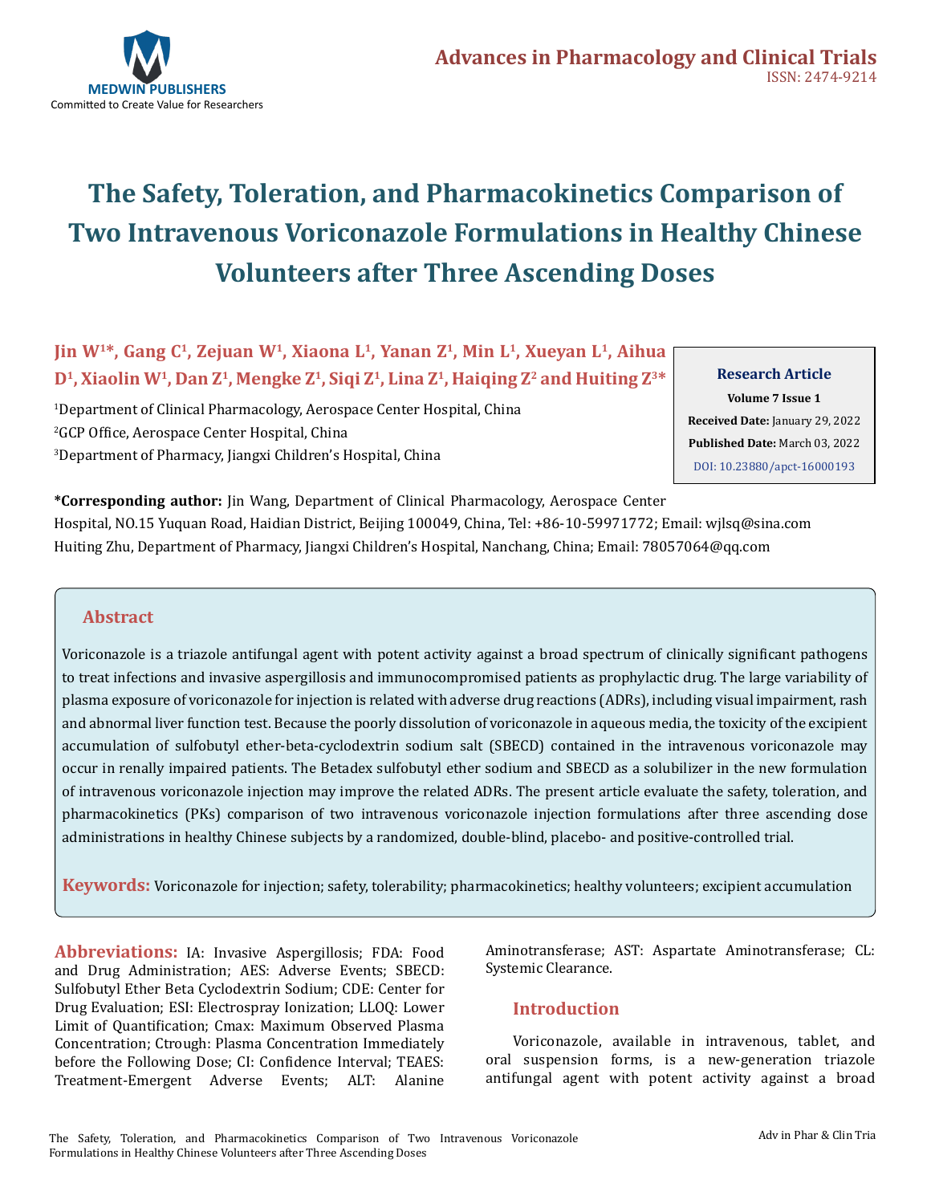# The Safety, Toleration, and Pharmacokinetics Comparison of Two Intravenous Voriconazole Formulations in Healthy Chinese Volunteers after Three Ascending Doses

**Jin W[1]*, Gang C[1], Zejuan W[1], Xiaona L[1], Yanan Z[1], Min L[1], Xueyan L[1], Aihua D[1], Xiaolin W[1], Dan Z[1], Mengke Z[1], Siqi Z[1], Lina Z[1], Haiqing Z[2] and Huiting Z[3]***

[1]Department of Clinical Pharmacology, Aerospace Center Hospital, China

[2]GCP Office, Aerospace Center Hospital, China

[3]Department of Pharmacy, Jiangxi Children's Hospital, China

**Research Article**
**Volume 7 Issue 1**
**Received Date:** January 29, 2022
**Published Date:** March 03, 2022
DOI: 10.23880/apct-16000193

**\*Corresponding author:** Jin Wang, Department of Clinical Pharmacology, Aerospace Center Hospital, NO.15 Yuquan Road, Haidian District, Beijing 100049, China, Tel: +86-10-59971772; Email: wjlsq@sina.com
Huiting Zhu, Department of Pharmacy, Jiangxi Children's Hospital, Nanchang, China; Email: 78057064@qq.com

## Abstract

Voriconazole is a triazole antifungal agent with potent activity against a broad spectrum of clinically significant pathogens to treat infections and invasive aspergillosis and immunocompromised patients as prophylactic drug. The large variability of plasma exposure of voriconazole for injection is related with adverse drug reactions (ADRs), including visual impairment, rash and abnormal liver function test. Because the poorly dissolution of voriconazole in aqueous media, the toxicity of the excipient accumulation of sulfobutyl ether-beta-cyclodextrin sodium salt (SBECD) contained in the intravenous voriconazole may occur in renally impaired patients. The Betadex sulfobutyl ether sodium and SBECD as a solubilizer in the new formulation of intravenous voriconazole injection may improve the related ADRs. The present article evaluate the safety, toleration, and pharmacokinetics (PKs) comparison of two intravenous voriconazole injection formulations after three ascending dose administrations in healthy Chinese subjects by a randomized, double-blind, placebo- and positive-controlled trial.

**Keywords:** Voriconazole for injection; safety, tolerability; pharmacokinetics; healthy volunteers; excipient accumulation

**Abbreviations:** IA: Invasive Aspergillosis; FDA: Food and Drug Administration; AES: Adverse Events; SBECD: Sulfobutyl Ether Beta Cyclodextrin Sodium; CDE: Center for Drug Evaluation; ESI: Electrospray Ionization; LLOQ: Lower Limit of Quantification; Cmax: Maximum Observed Plasma Concentration; Ctrough: Plasma Concentration Immediately before the Following Dose; CI: Confidence Interval; TEAES: Treatment-Emergent Adverse Events; ALT: Alanine Aminotransferase; AST: Aspartate Aminotransferase; CL: Systemic Clearance.

## Introduction

Voriconazole, available in intravenous, tablet, and oral suspension forms, is a new-generation triazole antifungal agent with potent activity against a broad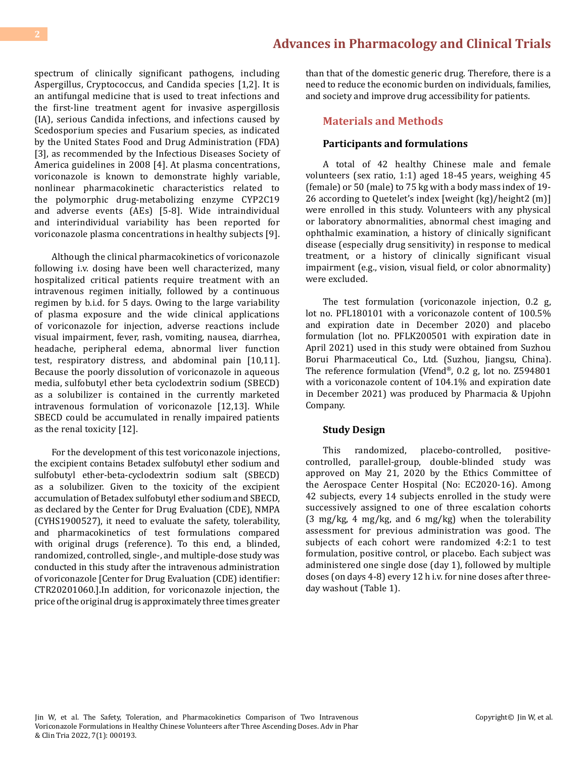spectrum of clinically significant pathogens, including Aspergillus, Cryptococcus, and Candida species [1,2]. It is an antifungal medicine that is used to treat infections and the first-line treatment agent for invasive aspergillosis (IA), serious Candida infections, and infections caused by Scedosporium species and Fusarium species, as indicated by the United States Food and Drug Administration (FDA) [3], as recommended by the Infectious Diseases Society of America guidelines in 2008 [4]. At plasma concentrations, voriconazole is known to demonstrate highly variable, nonlinear pharmacokinetic characteristics related to the polymorphic drug-metabolizing enzyme CYP2C19 and adverse events (AEs) [5-8]. Wide intraindividual and interindividual variability has been reported for voriconazole plasma concentrations in healthy subjects [9].

Although the clinical pharmacokinetics of voriconazole following i.v. dosing have been well characterized, many hospitalized critical patients require treatment with an intravenous regimen initially, followed by a continuous regimen by b.i.d. for 5 days. Owing to the large variability of plasma exposure and the wide clinical applications of voriconazole for injection, adverse reactions include visual impairment, fever, rash, vomiting, nausea, diarrhea, headache, peripheral edema, abnormal liver function test, respiratory distress, and abdominal pain [10,11]. Because the poorly dissolution of voriconazole in aqueous media, sulfobutyl ether beta cyclodextrin sodium (SBECD) as a solubilizer is contained in the currently marketed intravenous formulation of voriconazole [12,13]. While SBECD could be accumulated in renally impaired patients as the renal toxicity [12].

For the development of this test voriconazole injections, the excipient contains Betadex sulfobutyl ether sodium and sulfobutyl ether-beta-cyclodextrin sodium salt (SBECD) as a solubilizer. Given to the toxicity of the excipient accumulation of Betadex sulfobutyl ether sodium and SBECD, as declared by the Center for Drug Evaluation (CDE), NMPA (CYHS1900527), it need to evaluate the safety, tolerability, and pharmacokinetics of test formulations compared with original drugs (reference). To this end, a blinded, randomized, controlled, single-, and multiple-dose study was conducted in this study after the intravenous administration of voriconazole [Center for Drug Evaluation (CDE) identifier: CTR20201060.].In addition, for voriconazole injection, the price of the original drug is approximately three times greater than that of the domestic generic drug. Therefore, there is a need to reduce the economic burden on individuals, families, and society and improve drug accessibility for patients.

## Materials and Methods

### Participants and formulations

A total of 42 healthy Chinese male and female volunteers (sex ratio, 1:1) aged 18-45 years, weighing 45 (female) or 50 (male) to 75 kg with a body mass index of 19-26 according to Quetelet's index [weight (kg)/height2 (m)] were enrolled in this study. Volunteers with any physical or laboratory abnormalities, abnormal chest imaging and ophthalmic examination, a history of clinically significant disease (especially drug sensitivity) in response to medical treatment, or a history of clinically significant visual impairment (e.g., vision, visual field, or color abnormality) were excluded.

The test formulation (voriconazole injection, 0.2 g, lot no. PFL180101 with a voriconazole content of 100.5% and expiration date in December 2020) and placebo formulation (lot no. PFLK200501 with expiration date in April 2021) used in this study were obtained from Suzhou Borui Pharmaceutical Co., Ltd. (Suzhou, Jiangsu, China). The reference formulation (Vfend®, 0.2 g, lot no. Z594801 with a voriconazole content of 104.1% and expiration date in December 2021) was produced by Pharmacia & Upjohn Company.

### Study Design

This randomized, placebo-controlled, positive-controlled, parallel-group, double-blinded study was approved on May 21, 2020 by the Ethics Committee of the Aerospace Center Hospital (No: EC2020-16). Among 42 subjects, every 14 subjects enrolled in the study were successively assigned to one of three escalation cohorts (3 mg/kg, 4 mg/kg, and 6 mg/kg) when the tolerability assessment for previous administration was good. The subjects of each cohort were randomized 4:2:1 to test formulation, positive control, or placebo. Each subject was administered one single dose (day 1), followed by multiple doses (on days 4-8) every 12 h i.v. for nine doses after three-day washout (Table 1).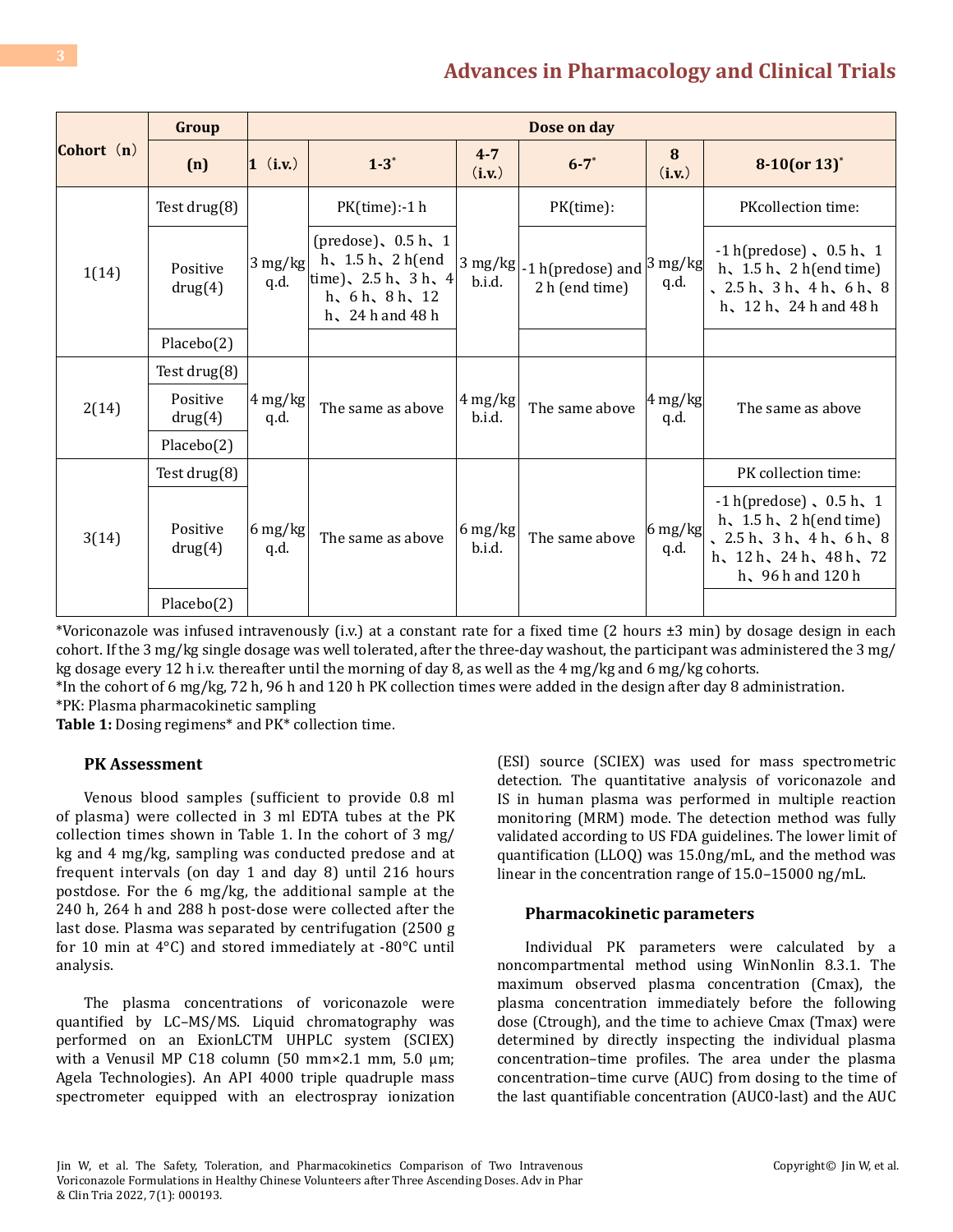| Cohort（n） | Group | Dose on day | | | | | |
|---|---|---|---|---|---|---|---|
| | (n) | 1（i.v.） | 1-3* | 4-7（i.v.） | 6-7* | 8（i.v.） | 8-10(or 13)* |
| 1(14) | Test drug(8) | 3 mg/kg q.d. | PK(time):-1 h (predose)、0.5 h、1 h、1.5 h、2 h(end time)、2.5 h、3 h、4 h、6 h、8 h、12 h、24 h and 48 h | 3 mg/kg b.i.d. | PK(time): -1 h(predose) and 2 h (end time) | 3 mg/kg q.d. | PKcollection time: -1 h(predose)、0.5 h、1 h、1.5 h、2 h(end time)、2.5 h、3 h、4 h、6 h、8 h、12 h、24 h and 48 h |
| | Positive drug(4) | | | | | | |
| | Placebo(2) | | | | | | |
| 2(14) | Test drug(8) | 4 mg/kg q.d. | The same as above | 4 mg/kg b.i.d. | The same above | 4 mg/kg q.d. | The same as above |
| | Positive drug(4) | | | | | | |
| | Placebo(2) | | | | | | |
| 3(14) | Test drug(8) | 6 mg/kg q.d. | The same as above | 6 mg/kg b.i.d. | The same above | 6 mg/kg q.d. | PK collection time: -1 h(predose)、0.5 h、1 h、1.5 h、2 h(end time)、2.5 h、3 h、4 h、6 h、8 h、12 h、24 h、48 h、72 h、96 h and 120 h |
| | Positive drug(4) | | | | | | |
| | Placebo(2) | | | | | | |

*Voriconazole was infused intravenously (i.v.) at a constant rate for a fixed time (2 hours ±3 min) by dosage design in each cohort. If the 3 mg/kg single dosage was well tolerated, after the three-day washout, the participant was administered the 3 mg/kg dosage every 12 h i.v. thereafter until the morning of day 8, as well as the 4 mg/kg and 6 mg/kg cohorts.

*In the cohort of 6 mg/kg, 72 h, 96 h and 120 h PK collection times were added in the design after day 8 administration.

*PK: Plasma pharmacokinetic sampling

**Table 1:** Dosing regimens* and PK* collection time.

### PK Assessment

Venous blood samples (sufficient to provide 0.8 ml of plasma) were collected in 3 ml EDTA tubes at the PK collection times shown in Table 1. In the cohort of 3 mg/kg and 4 mg/kg, sampling was conducted predose and at frequent intervals (on day 1 and day 8) until 216 hours postdose. For the 6 mg/kg, the additional sample at the 240 h, 264 h and 288 h post-dose were collected after the last dose. Plasma was separated by centrifugation (2500 g for 10 min at 4°C) and stored immediately at -80°C until analysis.

The plasma concentrations of voriconazole were quantified by LC–MS/MS. Liquid chromatography was performed on an ExionLCTM UHPLC system (SCIEX) with a Venusil MP C18 column (50 mm×2.1 mm, 5.0 µm; Agela Technologies). An API 4000 triple quadruple mass spectrometer equipped with an electrospray ionization (ESI) source (SCIEX) was used for mass spectrometric detection. The quantitative analysis of voriconazole and IS in human plasma was performed in multiple reaction monitoring (MRM) mode. The detection method was fully validated according to US FDA guidelines. The lower limit of quantification (LLOQ) was 15.0ng/mL, and the method was linear in the concentration range of 15.0–15000 ng/mL.

### Pharmacokinetic parameters

Individual PK parameters were calculated by a noncompartmental method using WinNonlin 8.3.1. The maximum observed plasma concentration (Cmax), the plasma concentration immediately before the following dose (Ctrough), and the time to achieve Cmax (Tmax) were determined by directly inspecting the individual plasma concentration–time profiles. The area under the plasma concentration–time curve (AUC) from dosing to the time of the last quantifiable concentration (AUC0-last) and the AUC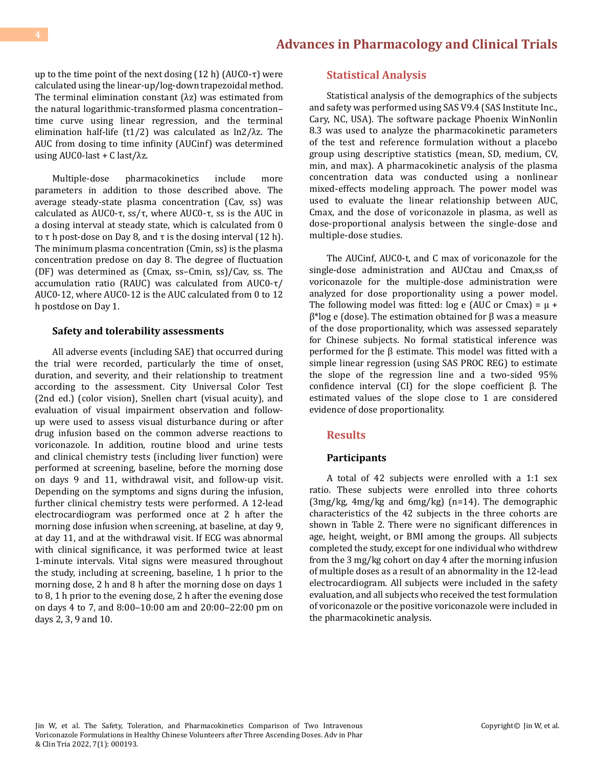up to the time point of the next dosing (12 h) ($AUC_{0-\tau}$) were calculated using the linear-up/log-down trapezoidal method. The terminal elimination constant ($\lambda z$) was estimated from the natural logarithmic-transformed plasma concentration–time curve using linear regression, and the terminal elimination half-life ($t_{1/2}$) was calculated as $\ln 2/\lambda z$. The AUC from dosing to time infinity ($AUC_{inf}$) was determined using $AUC_{0-last}$ + $C_{last}/\lambda z$.

Multiple-dose pharmacokinetics include more parameters in addition to those described above. The average steady-state plasma concentration ($C_{av, ss}$) was calculated as $AUC_{0-\tau, ss}/\tau$, where $AUC_{0-\tau, ss}$ is the AUC in a dosing interval at steady state, which is calculated from 0 to τ h post-dose on Day 8, and τ is the dosing interval (12 h). The minimum plasma concentration ($C_{min, ss}$) is the plasma concentration predose on day 8. The degree of fluctuation (DF) was determined as ($C_{max, ss}$–$C_{min, ss}$)/$C_{av, ss}$. The accumulation ratio ($R_{AUC}$) was calculated from $AUC_{0-\tau}/AUC_{0-12}$, where $AUC_{0-12}$ is the AUC calculated from 0 to 12 h postdose on Day 1.

### Safety and tolerability assessments

All adverse events (including SAE) that occurred during the trial were recorded, particularly the time of onset, duration, and severity, and their relationship to treatment according to the assessment. City Universal Color Test (2nd ed.) (color vision), Snellen chart (visual acuity), and evaluation of visual impairment observation and follow-up were used to assess visual disturbance during or after drug infusion based on the common adverse reactions to voriconazole. In addition, routine blood and urine tests and clinical chemistry tests (including liver function) were performed at screening, baseline, before the morning dose on days 9 and 11, withdrawal visit, and follow-up visit. Depending on the symptoms and signs during the infusion, further clinical chemistry tests were performed. A 12-lead electrocardiogram was performed once at 2 h after the morning dose infusion when screening, at baseline, at day 9, at day 11, and at the withdrawal visit. If ECG was abnormal with clinical significance, it was performed twice at least 1-minute intervals. Vital signs were measured throughout the study, including at screening, baseline, 1 h prior to the morning dose, 2 h and 8 h after the morning dose on days 1 to 8, 1 h prior to the evening dose, 2 h after the evening dose on days 4 to 7, and 8:00–10:00 am and 20:00–22:00 pm on days 2, 3, 9 and 10.

## Statistical Analysis

Statistical analysis of the demographics of the subjects and safety was performed using SAS V9.4 (SAS Institute Inc., Cary, NC, USA). The software package Phoenix WinNonlin 8.3 was used to analyze the pharmacokinetic parameters of the test and reference formulation without a placebo group using descriptive statistics (mean, SD, medium, CV, min, and max). A pharmacokinetic analysis of the plasma concentration data was conducted using a nonlinear mixed-effects modeling approach. The power model was used to evaluate the linear relationship between AUC, Cmax, and the dose of voriconazole in plasma, as well as dose-proportional analysis between the single-dose and multiple-dose studies.

The $AUC_{inf}$, $AUC_{0-t}$, and $C_{max}$ of voriconazole for the single-dose administration and $AUC_{tau}$ and $C_{max,ss}$ of voriconazole for the multiple-dose administration were analyzed for dose proportionality using a power model. The following model was fitted: $\log_e$ (AUC or Cmax) = $\mu$ + $\beta$*$\log_e$ (dose). The estimation obtained for β was a measure of the dose proportionality, which was assessed separately for Chinese subjects. No formal statistical inference was performed for the β estimate. This model was fitted with a simple linear regression (using SAS PROC REG) to estimate the slope of the regression line and a two-sided 95% confidence interval (CI) for the slope coefficient β. The estimated values of the slope close to 1 are considered evidence of dose proportionality.

## Results

### Participants

A total of 42 subjects were enrolled with a 1:1 sex ratio. These subjects were enrolled into three cohorts (3mg/kg, 4mg/kg and 6mg/kg) (n=14). The demographic characteristics of the 42 subjects in the three cohorts are shown in Table 2. There were no significant differences in age, height, weight, or BMI among the groups. All subjects completed the study, except for one individual who withdrew from the 3 mg/kg cohort on day 4 after the morning infusion of multiple doses as a result of an abnormality in the 12-lead electrocardiogram. All subjects were included in the safety evaluation, and all subjects who received the test formulation of voriconazole or the positive voriconazole were included in the pharmacokinetic analysis.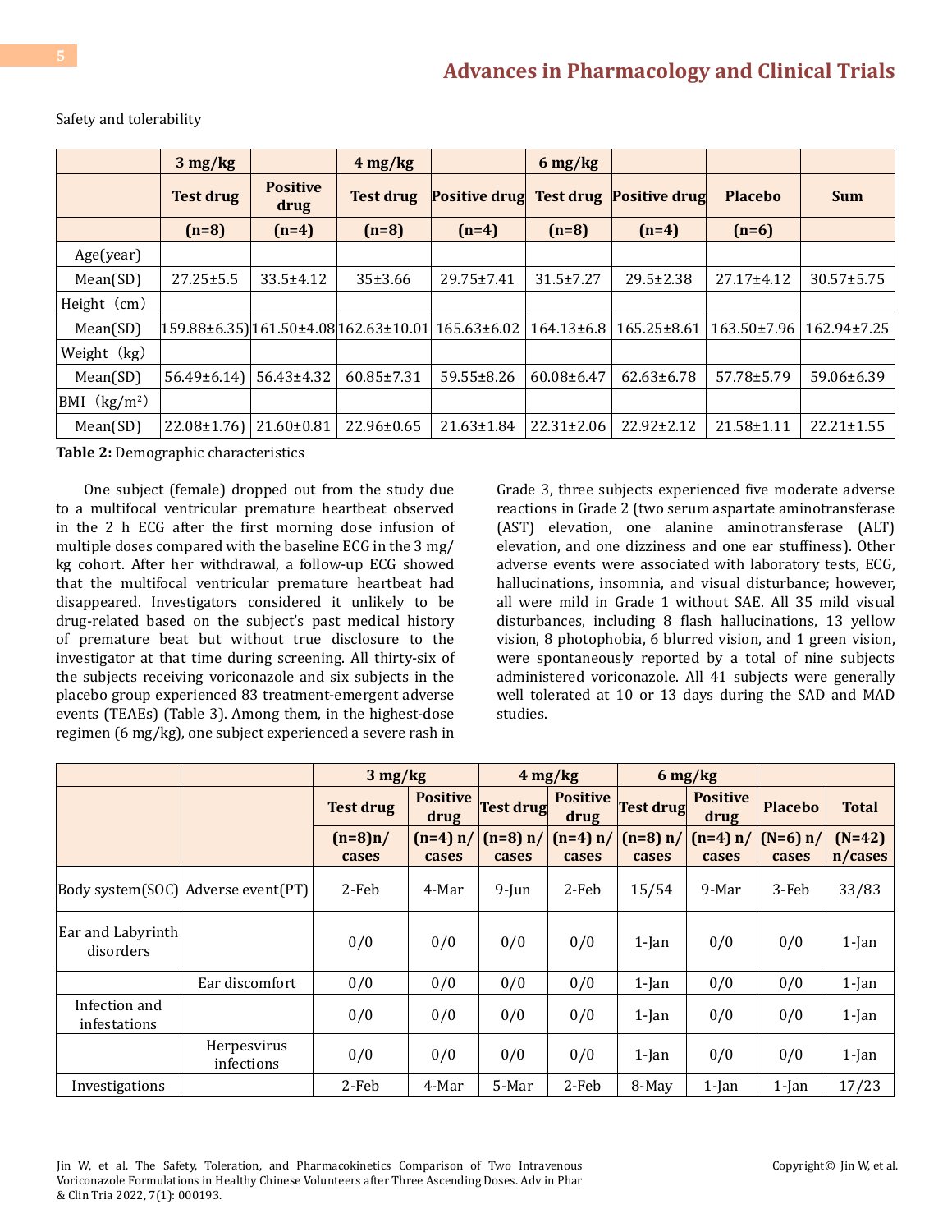Safety and tolerability

| | 3 mg/kg | | 4 mg/kg | | 6 mg/kg | | | |
|---|---|---|---|---|---|---|---|---|
| | Test drug | Positive drug | Test drug | Positive drug | Test drug | Positive drug | Placebo | Sum |
| | (n=8) | (n=4) | (n=8) | (n=4) | (n=8) | (n=4) | (n=6) | |
| Age(year) | | | | | | | | |
| Mean(SD) | 27.25±5.5 | 33.5±4.12 | 35±3.66 | 29.75±7.41 | 31.5±7.27 | 29.5±2.38 | 27.17±4.12 | 30.57±5.75 |
| Height（cm） | | | | | | | | |
| Mean(SD) | 159.88±6.35) | 161.50±4.08 | 162.63±10.01 | 165.63±6.02 | 164.13±6.8 | 165.25±8.61 | 163.50±7.96 | 162.94±7.25 |
| Weight（kg） | | | | | | | | |
| Mean(SD) | 56.49±6.14) | 56.43±4.32 | 60.85±7.31 | 59.55±8.26 | 60.08±6.47 | 62.63±6.78 | 57.78±5.79 | 59.06±6.39 |
| BMI（kg/m$^2$） | | | | | | | | |
| Mean(SD) | 22.08±1.76) | 21.60±0.81 | 22.96±0.65 | 21.63±1.84 | 22.31±2.06 | 22.92±2.12 | 21.58±1.11 | 22.21±1.55 |

**Table 2:** Demographic characteristics

One subject (female) dropped out from the study due to a multifocal ventricular premature heartbeat observed in the 2 h ECG after the first morning dose infusion of multiple doses compared with the baseline ECG in the 3 mg/kg cohort. After her withdrawal, a follow-up ECG showed that the multifocal ventricular premature heartbeat had disappeared. Investigators considered it unlikely to be drug-related based on the subject's past medical history of premature beat but without true disclosure to the investigator at that time during screening. All thirty-six of the subjects receiving voriconazole and six subjects in the placebo group experienced 83 treatment-emergent adverse events (TEAEs) (Table 3). Among them, in the highest-dose regimen (6 mg/kg), one subject experienced a severe rash in Grade 3, three subjects experienced five moderate adverse reactions in Grade 2 (two serum aspartate aminotransferase (AST) elevation, one alanine aminotransferase (ALT) elevation, and one dizziness and one ear stuffiness). Other adverse events were associated with laboratory tests, ECG, hallucinations, insomnia, and visual disturbance; however, all were mild in Grade 1 without SAE. All 35 mild visual disturbances, including 8 flash hallucinations, 13 yellow vision, 8 photophobia, 6 blurred vision, and 1 green vision, were spontaneously reported by a total of nine subjects administered voriconazole. All 41 subjects were generally well tolerated at 10 or 13 days during the SAD and MAD studies.

| | | 3 mg/kg | | 4 mg/kg | | 6 mg/kg | | | |
|---|---|---|---|---|---|---|---|---|---|
| | | Test drug | Positive drug | Test drug | Positive drug | Test drug | Positive drug | Placebo | Total |
| | | (n=8)n/cases | (n=4) n/cases | (n=8) n/cases | (n=4) n/cases | (n=8) n/cases | (n=4) n/cases | (N=6) n/cases | (N=42) n/cases |
| Body system(SOC) | Adverse event(PT) | 2-Feb | 4-Mar | 9-Jun | 2-Feb | 15/54 | 9-Mar | 3-Feb | 33/83 |
| Ear and Labyrinth disorders | | 0/0 | 0/0 | 0/0 | 0/0 | 1-Jan | 0/0 | 0/0 | 1-Jan |
| | Ear discomfort | 0/0 | 0/0 | 0/0 | 0/0 | 1-Jan | 0/0 | 0/0 | 1-Jan |
| Infection and infestations | | 0/0 | 0/0 | 0/0 | 0/0 | 1-Jan | 0/0 | 0/0 | 1-Jan |
| | Herpesvirus infections | 0/0 | 0/0 | 0/0 | 0/0 | 1-Jan | 0/0 | 0/0 | 1-Jan |
| Investigations | | 2-Feb | 4-Mar | 5-Mar | 2-Feb | 8-May | 1-Jan | 1-Jan | 17/23 |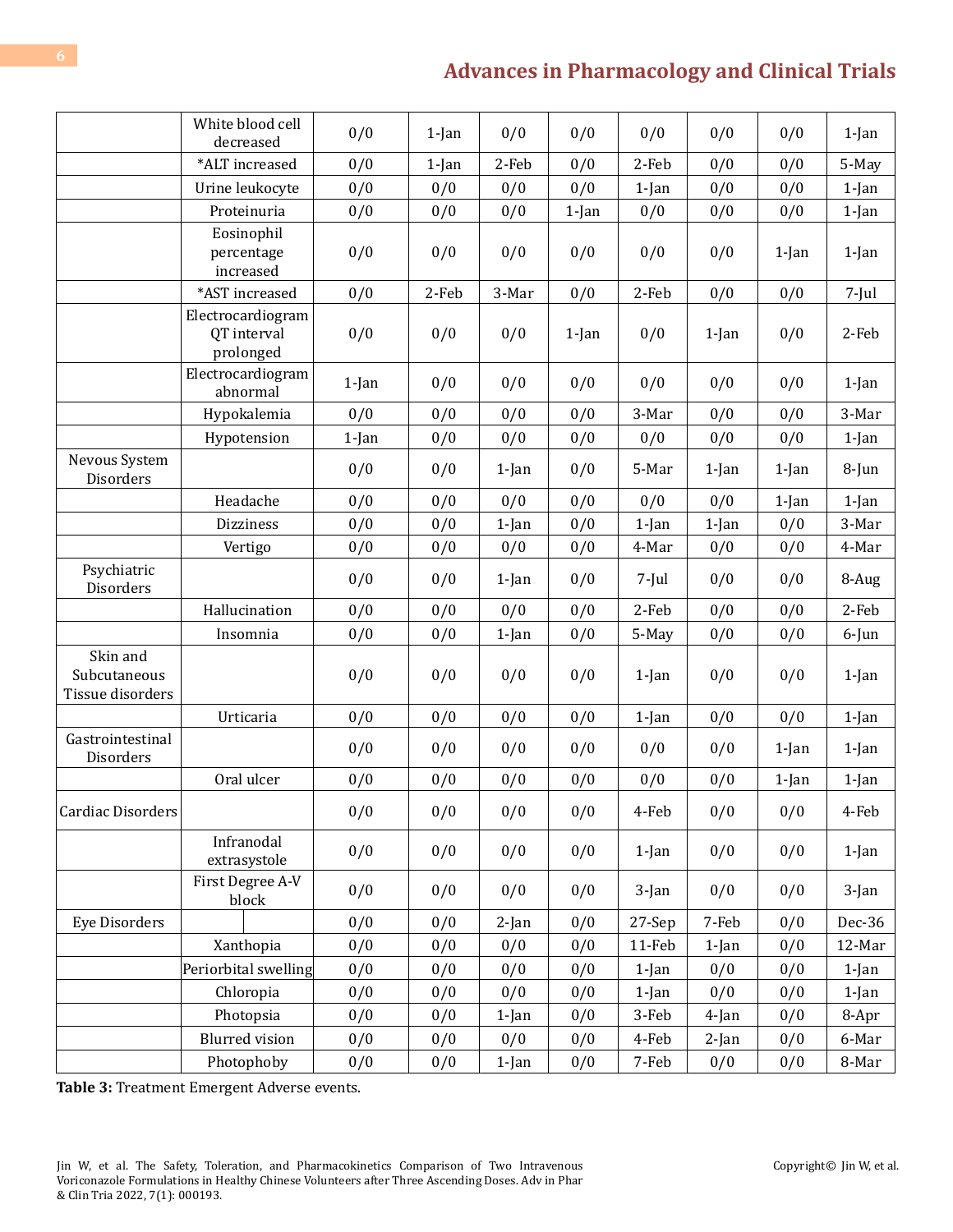| | | | | | | | | | |
|---|---|---|---|---|---|---|---|---|---|
| | White blood cell decreased | 0/0 | 1-Jan | 0/0 | 0/0 | 0/0 | 0/0 | 0/0 | 1-Jan |
| | *ALT increased | 0/0 | 1-Jan | 2-Feb | 0/0 | 2-Feb | 0/0 | 0/0 | 5-May |
| | Urine leukocyte | 0/0 | 0/0 | 0/0 | 0/0 | 1-Jan | 0/0 | 0/0 | 1-Jan |
| | Proteinuria | 0/0 | 0/0 | 0/0 | 1-Jan | 0/0 | 0/0 | 0/0 | 1-Jan |
| | Eosinophil percentage increased | 0/0 | 0/0 | 0/0 | 0/0 | 0/0 | 0/0 | 1-Jan | 1-Jan |
| | *AST increased | 0/0 | 2-Feb | 3-Mar | 0/0 | 2-Feb | 0/0 | 0/0 | 7-Jul |
| | Electrocardiogram QT interval prolonged | 0/0 | 0/0 | 0/0 | 1-Jan | 0/0 | 1-Jan | 0/0 | 2-Feb |
| | Electrocardiogram abnormal | 1-Jan | 0/0 | 0/0 | 0/0 | 0/0 | 0/0 | 0/0 | 1-Jan |
| | Hypokalemia | 0/0 | 0/0 | 0/0 | 0/0 | 3-Mar | 0/0 | 0/0 | 3-Mar |
| | Hypotension | 1-Jan | 0/0 | 0/0 | 0/0 | 0/0 | 0/0 | 0/0 | 1-Jan |
| Nevous System Disorders | | 0/0 | 0/0 | 1-Jan | 0/0 | 5-Mar | 1-Jan | 1-Jan | 8-Jun |
| | Headache | 0/0 | 0/0 | 0/0 | 0/0 | 0/0 | 0/0 | 1-Jan | 1-Jan |
| | Dizziness | 0/0 | 0/0 | 1-Jan | 0/0 | 1-Jan | 1-Jan | 0/0 | 3-Mar |
| | Vertigo | 0/0 | 0/0 | 0/0 | 0/0 | 4-Mar | 0/0 | 0/0 | 4-Mar |
| Psychiatric Disorders | | 0/0 | 0/0 | 1-Jan | 0/0 | 7-Jul | 0/0 | 0/0 | 8-Aug |
| | Hallucination | 0/0 | 0/0 | 0/0 | 0/0 | 2-Feb | 0/0 | 0/0 | 2-Feb |
| | Insomnia | 0/0 | 0/0 | 1-Jan | 0/0 | 5-May | 0/0 | 0/0 | 6-Jun |
| Skin and Subcutaneous Tissue disorders | | 0/0 | 0/0 | 0/0 | 0/0 | 1-Jan | 0/0 | 0/0 | 1-Jan |
| | Urticaria | 0/0 | 0/0 | 0/0 | 0/0 | 1-Jan | 0/0 | 0/0 | 1-Jan |
| Gastrointestinal Disorders | | 0/0 | 0/0 | 0/0 | 0/0 | 0/0 | 0/0 | 1-Jan | 1-Jan |
| | Oral ulcer | 0/0 | 0/0 | 0/0 | 0/0 | 0/0 | 0/0 | 1-Jan | 1-Jan |
| Cardiac Disorders | | 0/0 | 0/0 | 0/0 | 0/0 | 4-Feb | 0/0 | 0/0 | 4-Feb |
| | Infranodal extrasystole | 0/0 | 0/0 | 0/0 | 0/0 | 1-Jan | 0/0 | 0/0 | 1-Jan |
| | First Degree A-V block | 0/0 | 0/0 | 0/0 | 0/0 | 3-Jan | 0/0 | 0/0 | 3-Jan |
| Eye Disorders | | 0/0 | 0/0 | 2-Jan | 0/0 | 27-Sep | 7-Feb | 0/0 | Dec-36 |
| | Xanthopia | 0/0 | 0/0 | 0/0 | 0/0 | 11-Feb | 1-Jan | 0/0 | 12-Mar |
| | Periorbital swelling | 0/0 | 0/0 | 0/0 | 0/0 | 1-Jan | 0/0 | 0/0 | 1-Jan |
| | Chloropia | 0/0 | 0/0 | 0/0 | 0/0 | 1-Jan | 0/0 | 0/0 | 1-Jan |
| | Photopsia | 0/0 | 0/0 | 1-Jan | 0/0 | 3-Feb | 4-Jan | 0/0 | 8-Apr |
| | Blurred vision | 0/0 | 0/0 | 0/0 | 0/0 | 4-Feb | 2-Jan | 0/0 | 6-Mar |
| | Photophoby | 0/0 | 0/0 | 1-Jan | 0/0 | 7-Feb | 0/0 | 0/0 | 8-Mar |

**Table 3:** Treatment Emergent Adverse events.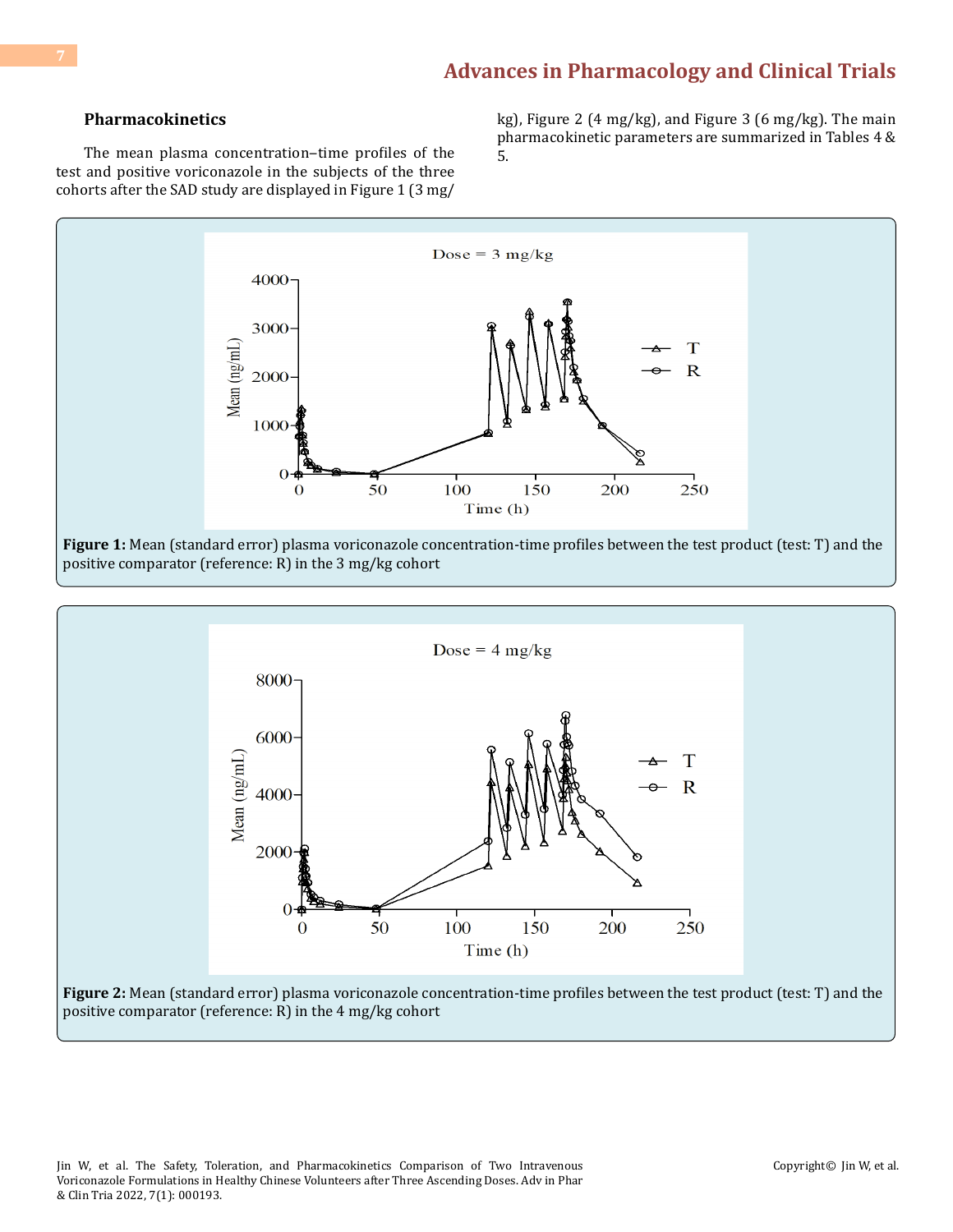### Pharmacokinetics

The mean plasma concentration–time profiles of the test and positive voriconazole in the subjects of the three cohorts after the SAD study are displayed in Figure 1 (3 mg/kg), Figure 2 (4 mg/kg), and Figure 3 (6 mg/kg). The main pharmacokinetic parameters are summarized in Tables 4 & 5.

**Figure 1:** Mean (standard error) plasma voriconazole concentration-time profiles between the test product (test: T) and the positive comparator (reference: R) in the 3 mg/kg cohort

**Figure 2:** Mean (standard error) plasma voriconazole concentration-time profiles between the test product (test: T) and the positive comparator (reference: R) in the 4 mg/kg cohort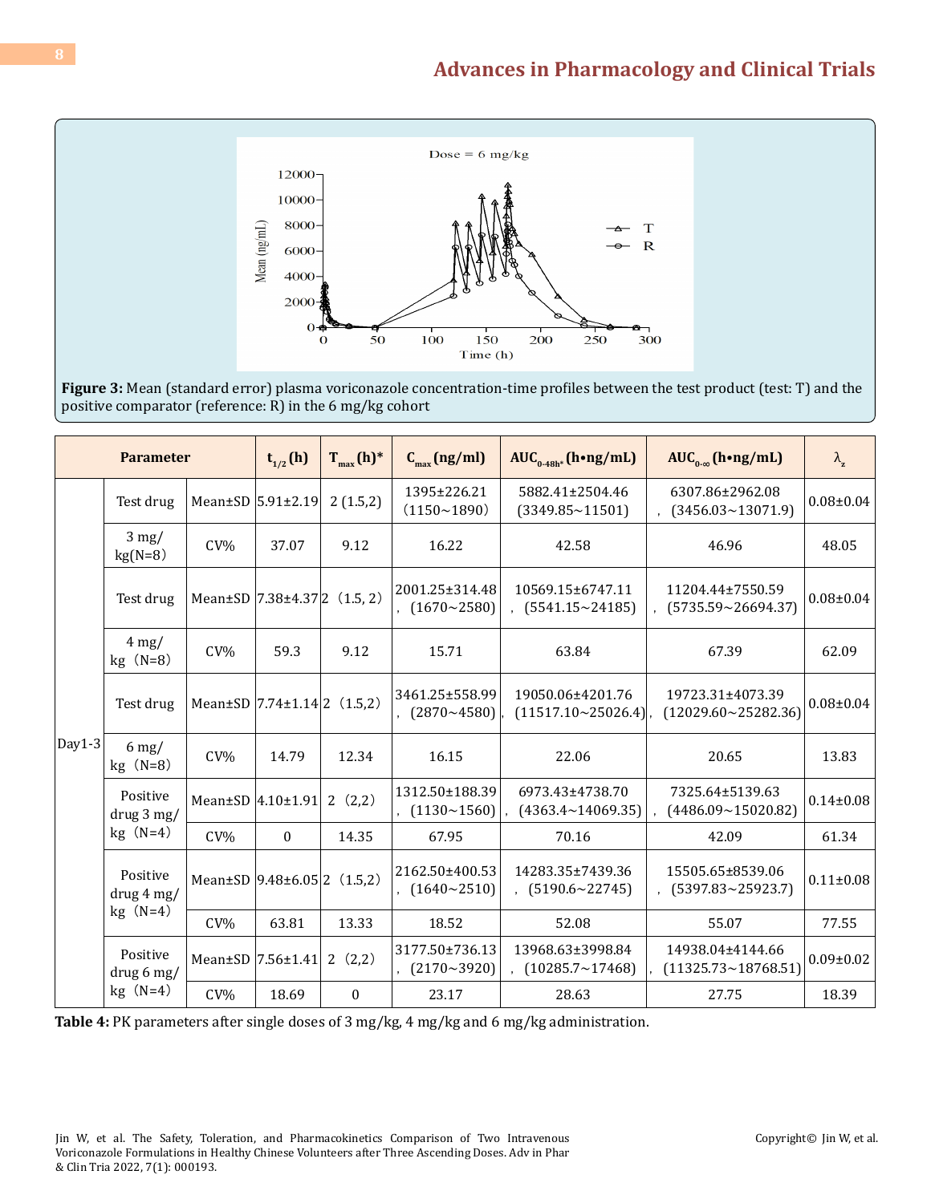**Figure 3:** Mean (standard error) plasma voriconazole concentration-time profiles between the test product (test: T) and the positive comparator (reference: R) in the 6 mg/kg cohort

| Parameter | | | $t_{1/2}$ (h) | $T_{max}$ (h)* | $C_{max}$ (ng/ml) | $AUC_{0-48h*}$ (h•ng/mL) | $AUC_{0-\infty}$ (h•ng/mL) | $\lambda_z$ |
|---|---|---|---|---|---|---|---|---|
| Day1-3 | Test drug | Mean±SD | 5.91±2.19 | 2 (1.5,2) | 1395±226.21 (1150~1890) | 5882.41±2504.46 (3349.85~11501) | 6307.86±2962.08, (3456.03~13071.9) | 0.08±0.04 |
| | 3 mg/kg(N=8) | CV% | 37.07 | 9.12 | 16.22 | 42.58 | 46.96 | 48.05 |
| | Test drug | Mean±SD | 7.38±4.37 | 2 (1.5, 2) | 2001.25±314.48, (1670~2580) | 10569.15±6747.11, (5541.15~24185) | 11204.44±7550.59, (5735.59~26694.37) | 0.08±0.04 |
| | 4 mg/kg (N=8) | CV% | 59.3 | 9.12 | 15.71 | 63.84 | 67.39 | 62.09 |
| | Test drug | Mean±SD | 7.74±1.14 | 2 (1.5,2) | 3461.25±558.99, (2870~4580) | 19050.06±4201.76, (11517.10~25026.4) | 19723.31±4073.39, (12029.60~25282.36) | 0.08±0.04 |
| | 6 mg/kg (N=8) | CV% | 14.79 | 12.34 | 16.15 | 22.06 | 20.65 | 13.83 |
| | Positive drug 3 mg/kg (N=4) | Mean±SD | 4.10±1.91 | 2 (2,2) | 1312.50±188.39, (1130~1560) | 6973.43±4738.70, (4363.4~14069.35) | 7325.64±5139.63, (4486.09~15020.82) | 0.14±0.08 |
| | | CV% | 0 | 14.35 | 67.95 | 70.16 | 42.09 | 61.34 |
| | Positive drug 4 mg/kg (N=4) | Mean±SD | 9.48±6.05 | 2 (1.5,2) | 2162.50±400.53, (1640~2510) | 14283.35±7439.36, (5190.6~22745) | 15505.65±8539.06, (5397.83~25923.7) | 0.11±0.08 |
| | | CV% | 63.81 | 13.33 | 18.52 | 52.08 | 55.07 | 77.55 |
| | Positive drug 6 mg/kg (N=4) | Mean±SD | 7.56±1.41 | 2 (2,2) | 3177.50±736.13, (2170~3920) | 13968.63±3998.84, (10285.7~17468) | 14938.04±4144.66, (11325.73~18768.51) | 0.09±0.02 |
| | | CV% | 18.69 | 0 | 23.17 | 28.63 | 27.75 | 18.39 |

**Table 4:** PK parameters after single doses of 3 mg/kg, 4 mg/kg and 6 mg/kg administration.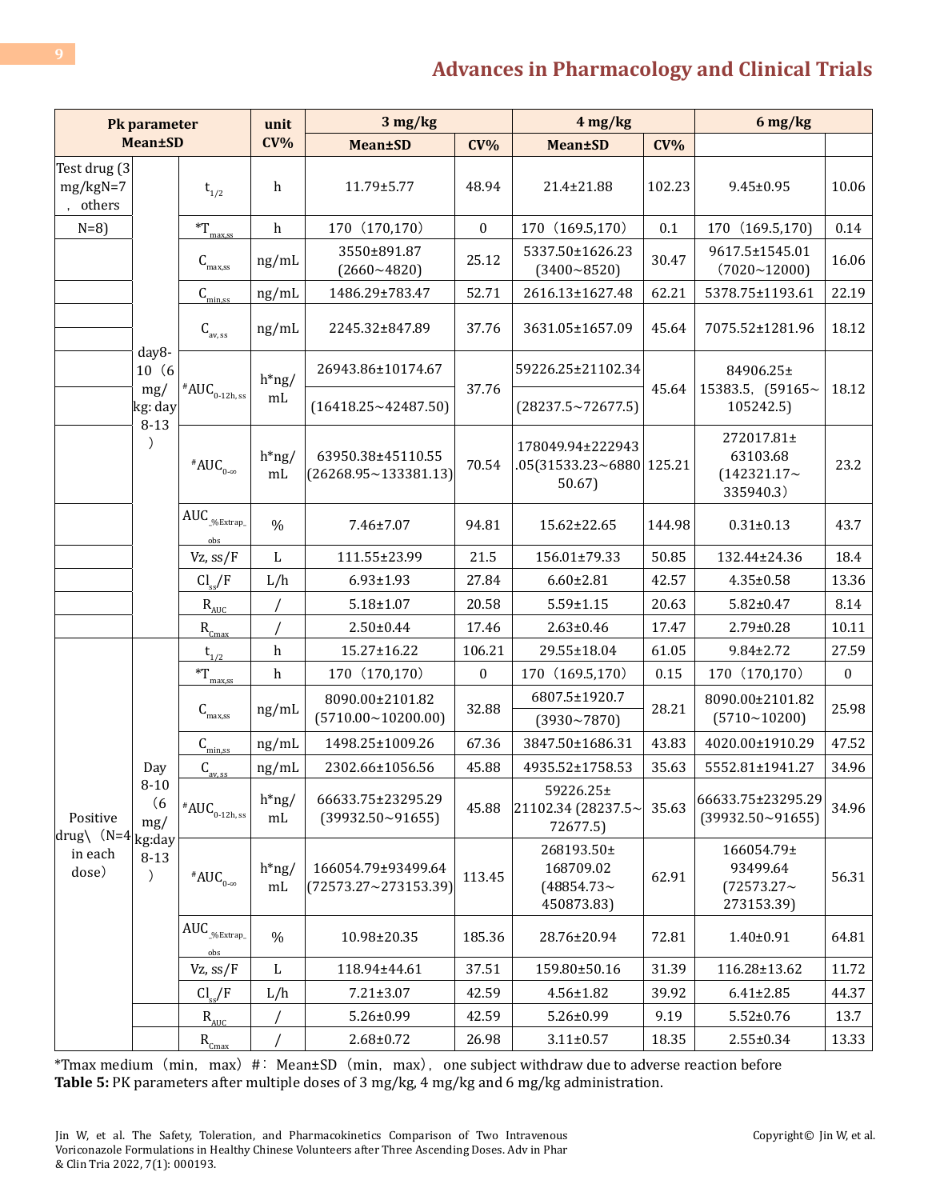| Pk parameter Mean±SD | | | unit CV% | 3 mg/kg | | 4 mg/kg | | 6 mg/kg | |
|---|---|---|---|---|---|---|---|---|---|
| | | | | Mean±SD | CV% | Mean±SD | CV% | | |
| Test drug (3 mg/kgN=7 , others | day8-10（6 mg/ kg: day 8-13 ） | $t_{1/2}$ | h | 11.79±5.77 | 48.94 | 21.4±21.88 | 102.23 | 9.45±0.95 | 10.06 |
| N=8) | | *$T_{max,ss}$ | h | 170（170,170) | 0 | 170（169.5,170) | 0.1 | 170（169.5,170) | 0.14 |
| | | $C_{max,ss}$ | ng/mL | 3550±891.87 (2660～4820) | 25.12 | 5337.50±1626.23 (3400～8520) | 30.47 | 9617.5±1545.01 （7020～12000) | 16.06 |
| | | $C_{min,ss}$ | ng/mL | 1486.29±783.47 | 52.71 | 2616.13±1627.48 | 62.21 | 5378.75±1193.61 | 22.19 |
| | | $C_{av,ss}$ | ng/mL | 2245.32±847.89 | 37.76 | 3631.05±1657.09 | 45.64 | 7075.52±1281.96 | 18.12 |
| | | #$AUC_{0-12h,ss}$ | h*ng/ mL | 26943.86±10174.67 (16418.25～42487.50) | 37.76 | 59226.25±21102.34 (28237.5～72677.5) | 45.64 | 84906.25± 15383.5，(59165～ 105242.5) | 18.12 |
| | | #$AUC_{0-\infty}$ | h*ng/ mL | 63950.38±45110.55 (26268.95～133381.13) | 70.54 | 178049.94±222943 .05(31533.23～6880 50.67) | 125.21 | 272017.81± 63103.68 (142321.17～ 335940.3） | 23.2 |
| | | $AUC_{\_\%Extrap\_obs}$ | % | 7.46±7.07 | 94.81 | 15.62±22.65 | 144.98 | 0.31±0.13 | 43.7 |
| | | Vz, ss/F | L | 111.55±23.99 | 21.5 | 156.01±79.33 | 50.85 | 132.44±24.36 | 18.4 |
| | | $Cl_{ss}/F$ | L/h | 6.93±1.93 | 27.84 | 6.60±2.81 | 42.57 | 4.35±0.58 | 13.36 |
| | | $R_{AUC}$ | / | 5.18±1.07 | 20.58 | 5.59±1.15 | 20.63 | 5.82±0.47 | 8.14 |
| | | $R_{Cmax}$ | / | 2.50±0.44 | 17.46 | 2.63±0.46 | 17.47 | 2.79±0.28 | 10.11 |
| Positive drug\（N=4 in each dose) | Day 8-10 （6 mg/ kg:day 8-13 ） | $t_{1/2}$ | h | 15.27±16.22 | 106.21 | 29.55±18.04 | 61.05 | 9.84±2.72 | 27.59 |
| | | *$T_{max,ss}$ | h | 170（170,170) | 0 | 170（169.5,170) | 0.15 | 170（170,170) | 0 |
| | | $C_{max,ss}$ | ng/mL | 8090.00±2101.82 (5710.00～10200.00) | 32.88 | 6807.5±1920.7 (3930～7870) | 28.21 | 8090.00±2101.82 (5710～10200) | 25.98 |
| | | $C_{min,ss}$ | ng/mL | 1498.25±1009.26 | 67.36 | 3847.50±1686.31 | 43.83 | 4020.00±1910.29 | 47.52 |
| | | $C_{av,ss}$ | ng/mL | 2302.66±1056.56 | 45.88 | 4935.52±1758.53 | 35.63 | 5552.81±1941.27 | 34.96 |
| | | #$AUC_{0-12h,ss}$ | h*ng/ mL | 66633.75±23295.29 (39932.50～91655) | 45.88 | 59226.25± 21102.34 (28237.5～ 72677.5) | 35.63 | 66633.75±23295.29 (39932.50～91655) | 34.96 |
| | | #$AUC_{0-\infty}$ | h*ng/ mL | 166054.79±93499.64 (72573.27～273153.39) | 113.45 | 268193.50± 168709.02 (48854.73～ 450873.83) | 62.91 | 166054.79± 93499.64 (72573.27～ 273153.39) | 56.31 |
| | | $AUC_{\_\%Extrap\_obs}$ | % | 10.98±20.35 | 185.36 | 28.76±20.94 | 72.81 | 1.40±0.91 | 64.81 |
| | | Vz, ss/F | L | 118.94±44.61 | 37.51 | 159.80±50.16 | 31.39 | 116.28±13.62 | 11.72 |
| | | $Cl_{ss}/F$ | L/h | 7.21±3.07 | 42.59 | 4.56±1.82 | 39.92 | 6.41±2.85 | 44.37 |
| | | $R_{AUC}$ | / | 5.26±0.99 | 42.59 | 5.26±0.99 | 9.19 | 5.52±0.76 | 13.7 |
| | | $R_{Cmax}$ | / | 2.68±0.72 | 26.98 | 3.11±0.57 | 18.35 | 2.55±0.34 | 13.33 |

*Tmax medium（min，max）#：Mean±SD（min，max)，one subject withdraw due to adverse reaction before

**Table 5:** PK parameters after multiple doses of 3 mg/kg, 4 mg/kg and 6 mg/kg administration.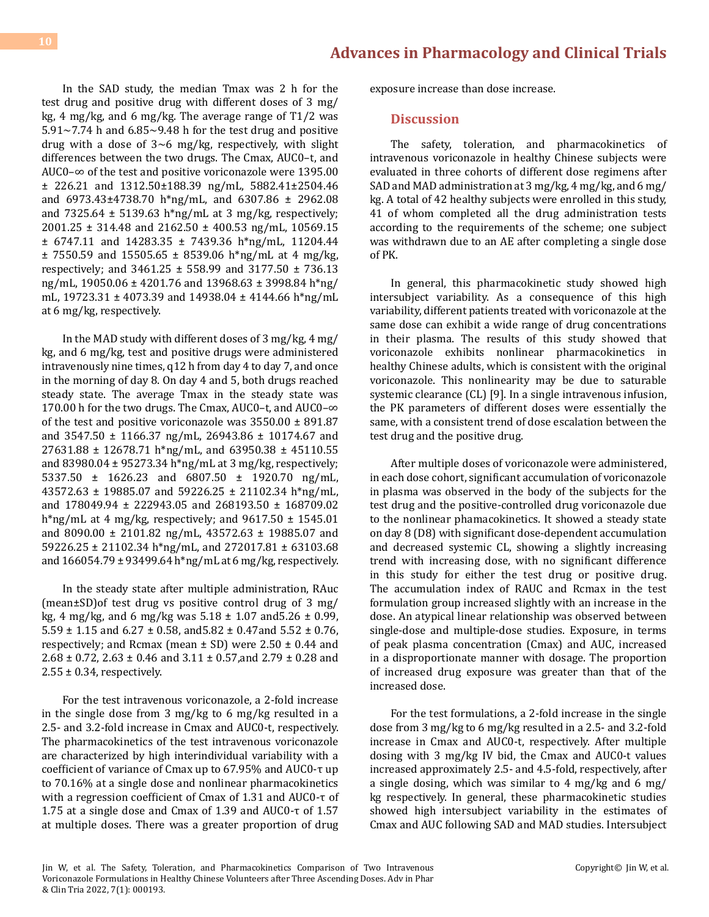In the SAD study, the median Tmax was 2 h for the test drug and positive drug with different doses of 3 mg/kg, 4 mg/kg, and 6 mg/kg. The average range of T1/2 was 5.91~7.74 h and 6.85~9.48 h for the test drug and positive drug with a dose of 3~6 mg/kg, respectively, with slight differences between the two drugs. The Cmax, AUC0–t, and AUC0–∞ of the test and positive voriconazole were 1395.00 ± 226.21 and 1312.50±188.39 ng/mL, 5882.41±2504.46 and 6973.43±4738.70 h*ng/mL, and 6307.86 ± 2962.08 and 7325.64 ± 5139.63 h*ng/mL at 3 mg/kg, respectively; 2001.25 ± 314.48 and 2162.50 ± 400.53 ng/mL, 10569.15 ± 6747.11 and 14283.35 ± 7439.36 h*ng/mL, 11204.44 ± 7550.59 and 15505.65 ± 8539.06 h*ng/mL at 4 mg/kg, respectively; and 3461.25 ± 558.99 and 3177.50 ± 736.13 ng/mL, 19050.06 ± 4201.76 and 13968.63 ± 3998.84 h*ng/mL, 19723.31 ± 4073.39 and 14938.04 ± 4144.66 h*ng/mL at 6 mg/kg, respectively.

In the MAD study with different doses of 3 mg/kg, 4 mg/kg, and 6 mg/kg, test and positive drugs were administered intravenously nine times, q12 h from day 4 to day 7, and once in the morning of day 8. On day 4 and 5, both drugs reached steady state. The average Tmax in the steady state was 170.00 h for the two drugs. The Cmax, AUC0–t, and AUC0–∞ of the test and positive voriconazole was 3550.00 ± 891.87 and 3547.50 ± 1166.37 ng/mL, 26943.86 ± 10174.67 and 27631.88 ± 12678.71 h*ng/mL, and 63950.38 ± 45110.55 and 83980.04 ± 95273.34 h*ng/mL at 3 mg/kg, respectively; 5337.50 ± 1626.23 and 6807.50 ± 1920.70 ng/mL, 43572.63 ± 19885.07 and 59226.25 ± 21102.34 h*ng/mL, and 178049.94 ± 222943.05 and 268193.50 ± 168709.02 h*ng/mL at 4 mg/kg, respectively; and 9617.50 ± 1545.01 and 8090.00 ± 2101.82 ng/mL, 43572.63 ± 19885.07 and 59226.25 ± 21102.34 h*ng/mL, and 272017.81 ± 63103.68 and 166054.79 ± 93499.64 h*ng/mL at 6 mg/kg, respectively.

In the steady state after multiple administration, RAuc (mean±SD)of test drug vs positive control drug of 3 mg/kg, 4 mg/kg, and 6 mg/kg was 5.18 ± 1.07 and5.26 ± 0.99, 5.59 ± 1.15 and 6.27 ± 0.58, and5.82 ± 0.47and 5.52 ± 0.76, respectively; and Rcmax (mean ± SD) were 2.50 ± 0.44 and 2.68 ± 0.72, 2.63 ± 0.46 and 3.11 ± 0.57,and 2.79 ± 0.28 and 2.55 ± 0.34, respectively.

For the test intravenous voriconazole, a 2-fold increase in the single dose from 3 mg/kg to 6 mg/kg resulted in a 2.5- and 3.2-fold increase in Cmax and AUC0-t, respectively. The pharmacokinetics of the test intravenous voriconazole are characterized by high interindividual variability with a coefficient of variance of Cmax up to 67.95% and AUC0-τ up to 70.16% at a single dose and nonlinear pharmacokinetics with a regression coefficient of Cmax of 1.31 and AUC0-τ of 1.75 at a single dose and Cmax of 1.39 and AUC0-τ of 1.57 at multiple doses. There was a greater proportion of drug exposure increase than dose increase.

## Discussion

The safety, toleration, and pharmacokinetics of intravenous voriconazole in healthy Chinese subjects were evaluated in three cohorts of different dose regimens after SAD and MAD administration at 3 mg/kg, 4 mg/kg, and 6 mg/kg. A total of 42 healthy subjects were enrolled in this study, 41 of whom completed all the drug administration tests according to the requirements of the scheme; one subject was withdrawn due to an AE after completing a single dose of PK.

In general, this pharmacokinetic study showed high intersubject variability. As a consequence of this high variability, different patients treated with voriconazole at the same dose can exhibit a wide range of drug concentrations in their plasma. The results of this study showed that voriconazole exhibits nonlinear pharmacokinetics in healthy Chinese adults, which is consistent with the original voriconazole. This nonlinearity may be due to saturable systemic clearance (CL) [9]. In a single intravenous infusion, the PK parameters of different doses were essentially the same, with a consistent trend of dose escalation between the test drug and the positive drug.

After multiple doses of voriconazole were administered, in each dose cohort, significant accumulation of voriconazole in plasma was observed in the body of the subjects for the test drug and the positive-controlled drug voriconazole due to the nonlinear phamacokinetics. It showed a steady state on day 8 (D8) with significant dose-dependent accumulation and decreased systemic CL, showing a slightly increasing trend with increasing dose, with no significant difference in this study for either the test drug or positive drug. The accumulation index of RAUC and Rcmax in the test formulation group increased slightly with an increase in the dose. An atypical linear relationship was observed between single-dose and multiple-dose studies. Exposure, in terms of peak plasma concentration (Cmax) and AUC, increased in a disproportionate manner with dosage. The proportion of increased drug exposure was greater than that of the increased dose.

For the test formulations, a 2-fold increase in the single dose from 3 mg/kg to 6 mg/kg resulted in a 2.5- and 3.2-fold increase in Cmax and AUC0-t, respectively. After multiple dosing with 3 mg/kg IV bid, the Cmax and AUC0-t values increased approximately 2.5- and 4.5-fold, respectively, after a single dosing, which was similar to 4 mg/kg and 6 mg/kg respectively. In general, these pharmacokinetic studies showed high intersubject variability in the estimates of Cmax and AUC following SAD and MAD studies. Intersubject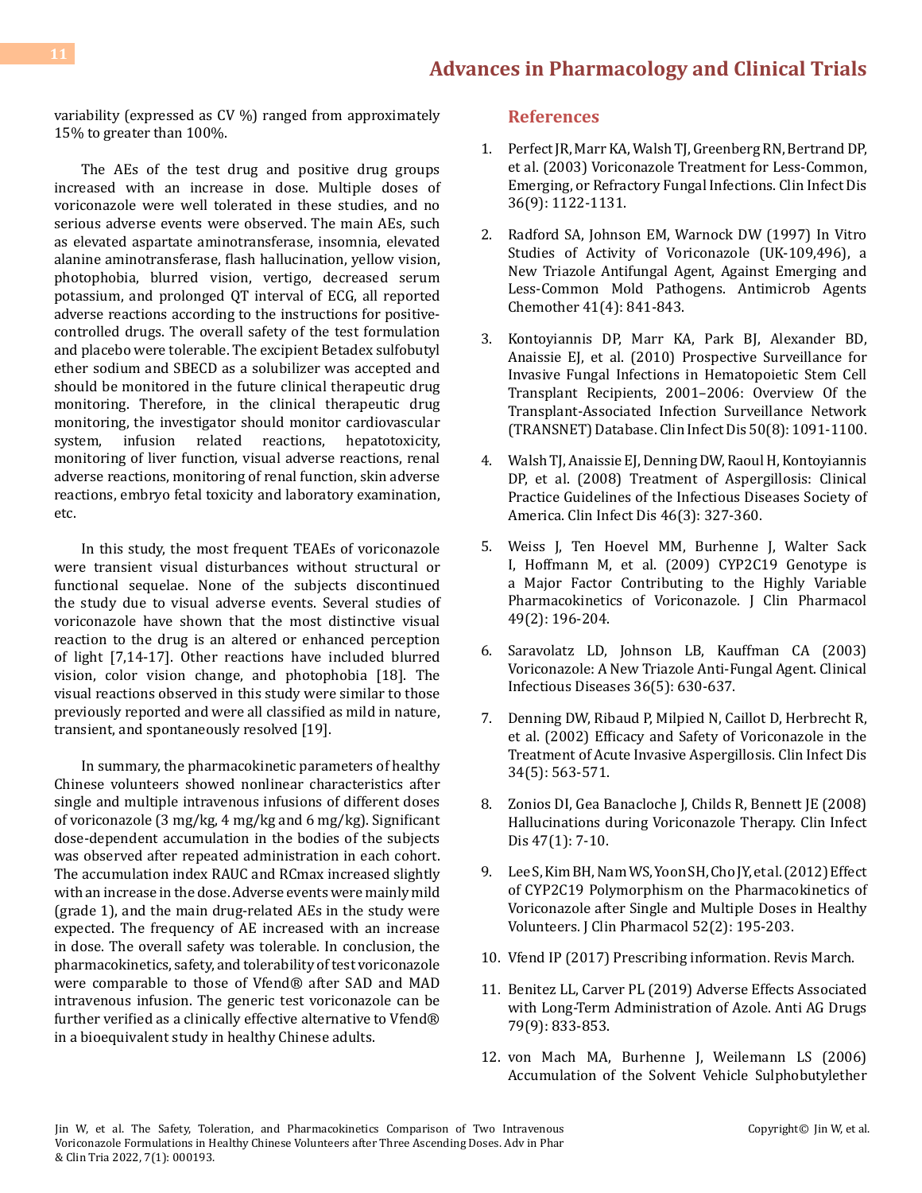variability (expressed as CV %) ranged from approximately 15% to greater than 100%.

The AEs of the test drug and positive drug groups increased with an increase in dose. Multiple doses of voriconazole were well tolerated in these studies, and no serious adverse events were observed. The main AEs, such as elevated aspartate aminotransferase, insomnia, elevated alanine aminotransferase, flash hallucination, yellow vision, photophobia, blurred vision, vertigo, decreased serum potassium, and prolonged QT interval of ECG, all reported adverse reactions according to the instructions for positive-controlled drugs. The overall safety of the test formulation and placebo were tolerable. The excipient Betadex sulfobutyl ether sodium and SBECD as a solubilizer was accepted and should be monitored in the future clinical therapeutic drug monitoring. Therefore, in the clinical therapeutic drug monitoring, the investigator should monitor cardiovascular system, infusion related reactions, hepatotoxicity, monitoring of liver function, visual adverse reactions, renal adverse reactions, monitoring of renal function, skin adverse reactions, embryo fetal toxicity and laboratory examination, etc.

In this study, the most frequent TEAEs of voriconazole were transient visual disturbances without structural or functional sequelae. None of the subjects discontinued the study due to visual adverse events. Several studies of voriconazole have shown that the most distinctive visual reaction to the drug is an altered or enhanced perception of light [7,14-17]. Other reactions have included blurred vision, color vision change, and photophobia [18]. The visual reactions observed in this study were similar to those previously reported and were all classified as mild in nature, transient, and spontaneously resolved [19].

In summary, the pharmacokinetic parameters of healthy Chinese volunteers showed nonlinear characteristics after single and multiple intravenous infusions of different doses of voriconazole (3 mg/kg, 4 mg/kg and 6 mg/kg). Significant dose-dependent accumulation in the bodies of the subjects was observed after repeated administration in each cohort. The accumulation index RAUC and RCmax increased slightly with an increase in the dose. Adverse events were mainly mild (grade 1), and the main drug-related AEs in the study were expected. The frequency of AE increased with an increase in dose. The overall safety was tolerable. In conclusion, the pharmacokinetics, safety, and tolerability of test voriconazole were comparable to those of Vfend® after SAD and MAD intravenous infusion. The generic test voriconazole can be further verified as a clinically effective alternative to Vfend® in a bioequivalent study in healthy Chinese adults.

## References

1. Perfect JR, Marr KA, Walsh TJ, Greenberg RN, Bertrand DP, et al. (2003) Voriconazole Treatment for Less-Common, Emerging, or Refractory Fungal Infections. Clin Infect Dis 36(9): 1122-1131.
2. Radford SA, Johnson EM, Warnock DW (1997) In Vitro Studies of Activity of Voriconazole (UK-109,496), a New Triazole Antifungal Agent, Against Emerging and Less-Common Mold Pathogens. Antimicrob Agents Chemother 41(4): 841-843.
3. Kontoyiannis DP, Marr KA, Park BJ, Alexander BD, Anaissie EJ, et al. (2010) Prospective Surveillance for Invasive Fungal Infections in Hematopoietic Stem Cell Transplant Recipients, 2001–2006: Overview Of the Transplant-Associated Infection Surveillance Network (TRANSNET) Database. Clin Infect Dis 50(8): 1091-1100.
4. Walsh TJ, Anaissie EJ, Denning DW, Raoul H, Kontoyiannis DP, et al. (2008) Treatment of Aspergillosis: Clinical Practice Guidelines of the Infectious Diseases Society of America. Clin Infect Dis 46(3): 327-360.
5. Weiss J, Ten Hoevel MM, Burhenne J, Walter Sack I, Hoffmann M, et al. (2009) CYP2C19 Genotype is a Major Factor Contributing to the Highly Variable Pharmacokinetics of Voriconazole. J Clin Pharmacol 49(2): 196-204.
6. Saravolatz LD, Johnson LB, Kauffman CA (2003) Voriconazole: A New Triazole Anti-Fungal Agent. Clinical Infectious Diseases 36(5): 630-637.
7. Denning DW, Ribaud P, Milpied N, Caillot D, Herbrecht R, et al. (2002) Efficacy and Safety of Voriconazole in the Treatment of Acute Invasive Aspergillosis. Clin Infect Dis 34(5): 563-571.
8. Zonios DI, Gea Banacloche J, Childs R, Bennett JE (2008) Hallucinations during Voriconazole Therapy. Clin Infect Dis 47(1): 7-10.
9. Lee S, Kim BH, Nam WS, Yoon SH, Cho JY, et al. (2012) Effect of CYP2C19 Polymorphism on the Pharmacokinetics of Voriconazole after Single and Multiple Doses in Healthy Volunteers. J Clin Pharmacol 52(2): 195-203.
10. Vfend IP (2017) Prescribing information. Revis March.
11. Benitez LL, Carver PL (2019) Adverse Effects Associated with Long-Term Administration of Azole. Anti AG Drugs 79(9): 833-853.
12. von Mach MA, Burhenne J, Weilemann LS (2006) Accumulation of the Solvent Vehicle Sulphobutylether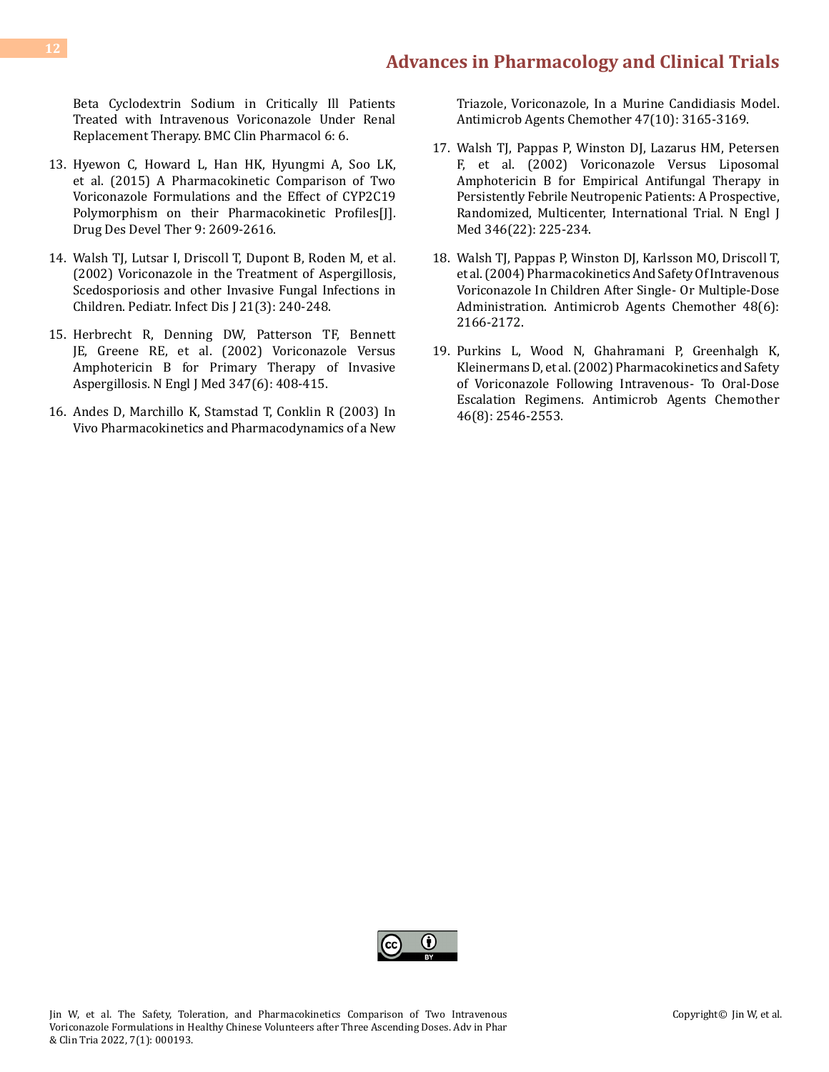Beta Cyclodextrin Sodium in Critically Ill Patients Treated with Intravenous Voriconazole Under Renal Replacement Therapy. BMC Clin Pharmacol 6: 6.

13. Hyewon C, Howard L, Han HK, Hyungmi A, Soo LK, et al. (2015) A Pharmacokinetic Comparison of Two Voriconazole Formulations and the Effect of CYP2C19 Polymorphism on their Pharmacokinetic Profiles[J]. Drug Des Devel Ther 9: 2609-2616.

14. Walsh TJ, Lutsar I, Driscoll T, Dupont B, Roden M, et al. (2002) Voriconazole in the Treatment of Aspergillosis, Scedosporiosis and other Invasive Fungal Infections in Children. Pediatr. Infect Dis J 21(3): 240-248.

15. Herbrecht R, Denning DW, Patterson TF, Bennett JE, Greene RE, et al. (2002) Voriconazole Versus Amphotericin B for Primary Therapy of Invasive Aspergillosis. N Engl J Med 347(6): 408-415.

16. Andes D, Marchillo K, Stamstad T, Conklin R (2003) In Vivo Pharmacokinetics and Pharmacodynamics of a New Triazole, Voriconazole, In a Murine Candidiasis Model. Antimicrob Agents Chemother 47(10): 3165-3169.

17. Walsh TJ, Pappas P, Winston DJ, Lazarus HM, Petersen F, et al. (2002) Voriconazole Versus Liposomal Amphotericin B for Empirical Antifungal Therapy in Persistently Febrile Neutropenic Patients: A Prospective, Randomized, Multicenter, International Trial. N Engl J Med 346(22): 225-234.

18. Walsh TJ, Pappas P, Winston DJ, Karlsson MO, Driscoll T, et al. (2004) Pharmacokinetics And Safety Of Intravenous Voriconazole In Children After Single- Or Multiple-Dose Administration. Antimicrob Agents Chemother 48(6): 2166-2172.

19. Purkins L, Wood N, Ghahramani P, Greenhalgh K, Kleinermans D, et al. (2002) Pharmacokinetics and Safety of Voriconazole Following Intravenous- To Oral-Dose Escalation Regimens. Antimicrob Agents Chemother 46(8): 2546-2553.